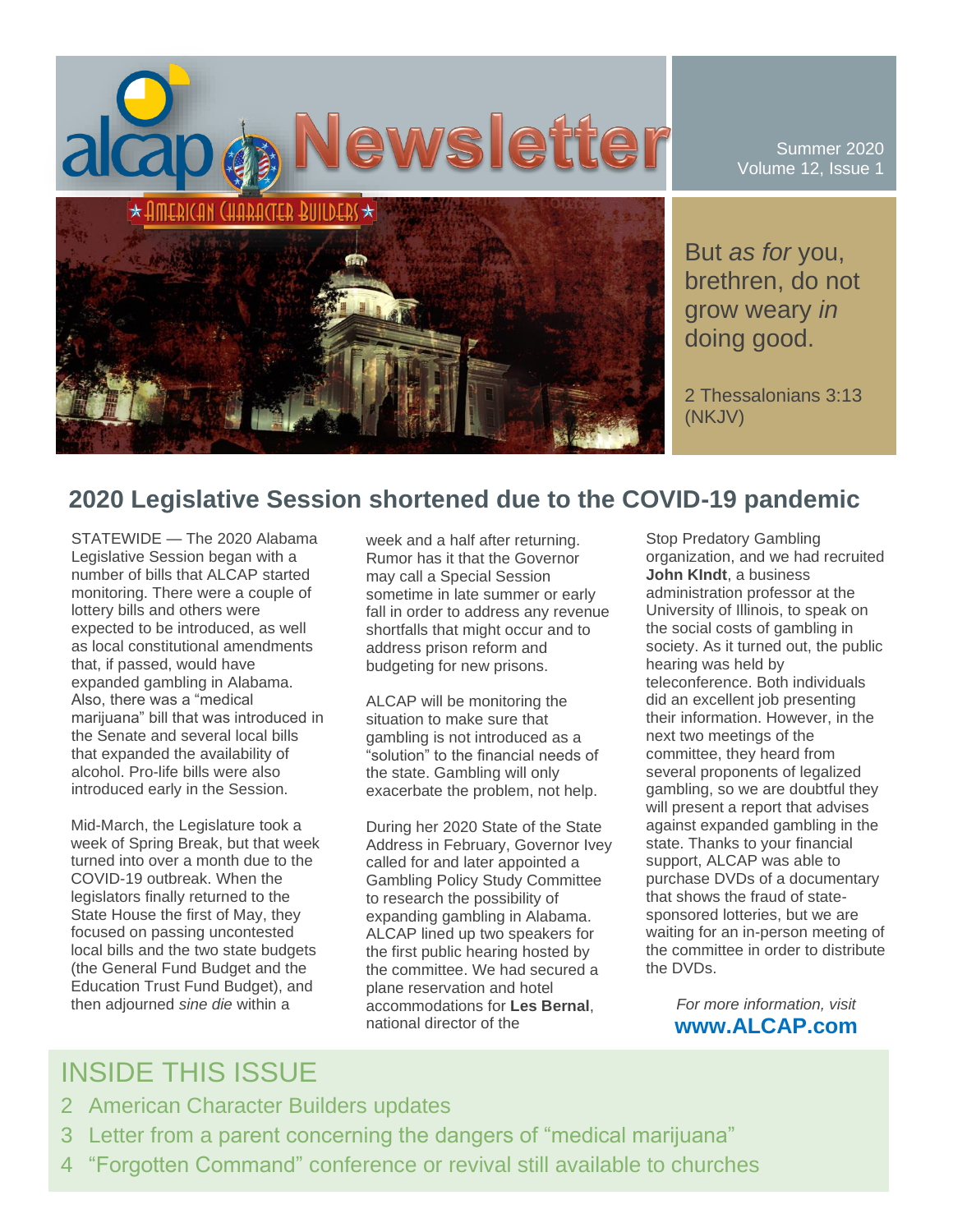# alcap Newsletter

**AMERICAN CHARACTER BUILDERS**

Summer 2020
Volume 12, Issue 1

But *as for* you, brethren, do not grow weary *in* doing good.

2 Thessalonians 3:13 (NKJV)

## 2020 Legislative Session shortened due to the COVID-19 pandemic

STATEWIDE — The 2020 Alabama Legislative Session began with a number of bills that ALCAP started monitoring. There were a couple of lottery bills and others were expected to be introduced, as well as local constitutional amendments that, if passed, would have expanded gambling in Alabama. Also, there was a "medical marijuana" bill that was introduced in the Senate and several local bills that expanded the availability of alcohol. Pro-life bills were also introduced early in the Session.

Mid-March, the Legislature took a week of Spring Break, but that week turned into over a month due to the COVID-19 outbreak. When the legislators finally returned to the State House the first of May, they focused on passing uncontested local bills and the two state budgets (the General Fund Budget and the Education Trust Fund Budget), and then adjourned *sine die* within a week and a half after returning. Rumor has it that the Governor may call a Special Session sometime in late summer or early fall in order to address any revenue shortfalls that might occur and to address prison reform and budgeting for new prisons.

ALCAP will be monitoring the situation to make sure that gambling is not introduced as a "solution" to the financial needs of the state. Gambling will only exacerbate the problem, not help.

During her 2020 State of the State Address in February, Governor Ivey called for and later appointed a Gambling Policy Study Committee to research the possibility of expanding gambling in Alabama. ALCAP lined up two speakers for the first public hearing hosted by the committee. We had secured a plane reservation and hotel accommodations for **Les Bernal**, national director of the Stop Predatory Gambling organization, and we had recruited **John KIndt**, a business administration professor at the University of Illinois, to speak on the social costs of gambling in society. As it turned out, the public hearing was held by teleconference. Both individuals did an excellent job presenting their information. However, in the next two meetings of the committee, they heard from several proponents of legalized gambling, so we are doubtful they will present a report that advises against expanded gambling in the state. Thanks to your financial support, ALCAP was able to purchase DVDs of a documentary that shows the fraud of state-sponsored lotteries, but we are waiting for an in-person meeting of the committee in order to distribute the DVDs.

*For more information, visit*
**www.ALCAP.com**

## INSIDE THIS ISSUE

2 American Character Builders updates
3 Letter from a parent concerning the dangers of "medical marijuana"
4 "Forgotten Command" conference or revival still available to churches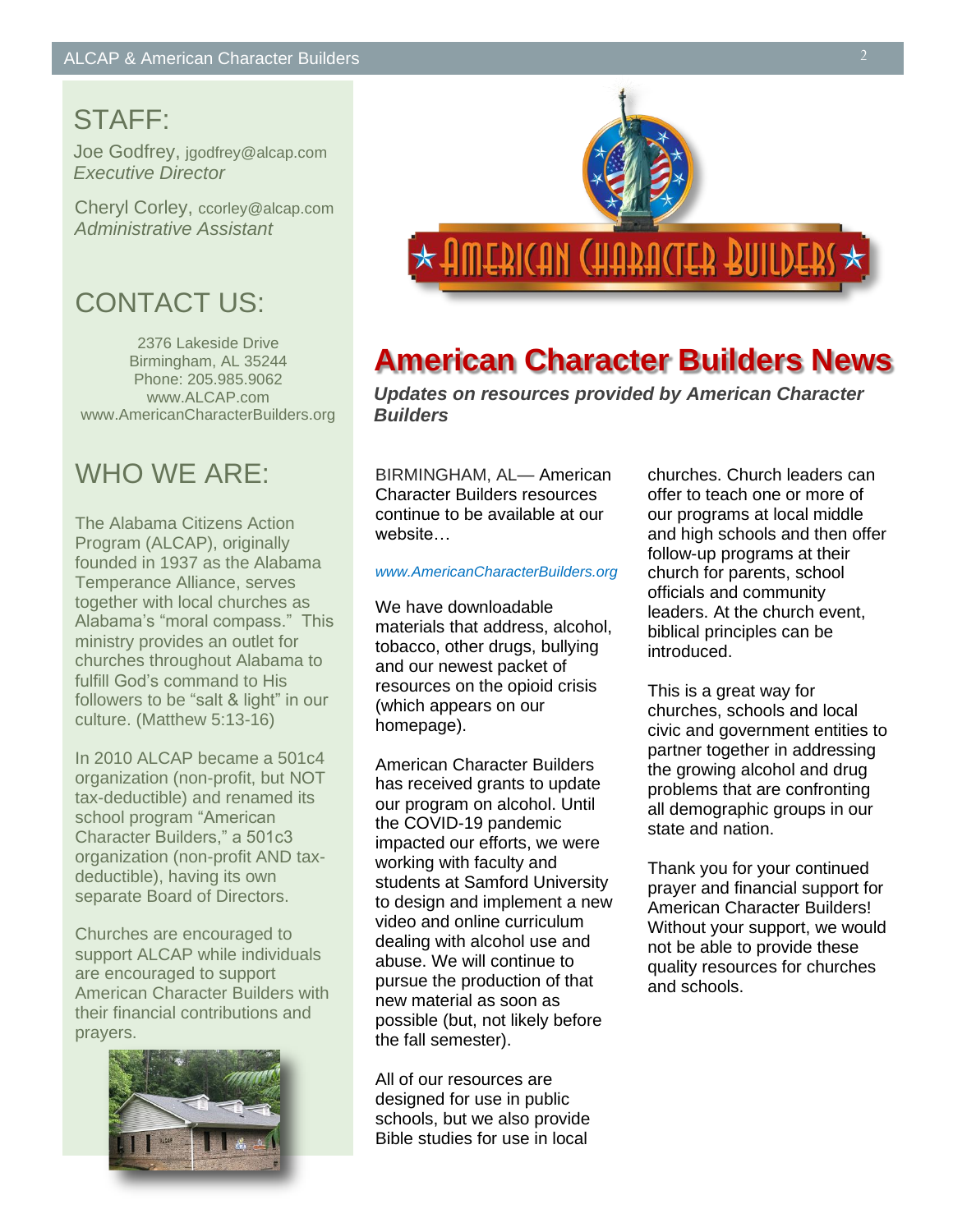## STAFF:

Joe Godfrey, jgodfrey@alcap.com
*Executive Director*

Cheryl Corley, ccorley@alcap.com
*Administrative Assistant*

## CONTACT US:

2376 Lakeside Drive
Birmingham, AL 35244
Phone: 205.985.9062
www.ALCAP.com
www.AmericanCharacterBuilders.org

## WHO WE ARE:

The Alabama Citizens Action Program (ALCAP), originally founded in 1937 as the Alabama Temperance Alliance, serves together with local churches as Alabama's "moral compass." This ministry provides an outlet for churches throughout Alabama to fulfill God's command to His followers to be "salt & light" in our culture. (Matthew 5:13-16)

In 2010 ALCAP became a 501c4 organization (non-profit, but NOT tax-deductible) and renamed its school program "American Character Builders," a 501c3 organization (non-profit AND tax-deductible), having its own separate Board of Directors.

Churches are encouraged to support ALCAP while individuals are encouraged to support American Character Builders with their financial contributions and prayers.

# American Character Builders News

***Updates on resources provided by American Character Builders***

BIRMINGHAM, AL— American Character Builders resources continue to be available at our website…

*www.AmericanCharacterBuilders.org*

We have downloadable materials that address, alcohol, tobacco, other drugs, bullying and our newest packet of resources on the opioid crisis (which appears on our homepage).

American Character Builders has received grants to update our program on alcohol. Until the COVID-19 pandemic impacted our efforts, we were working with faculty and students at Samford University to design and implement a new video and online curriculum dealing with alcohol use and abuse. We will continue to pursue the production of that new material as soon as possible (but, not likely before the fall semester).

All of our resources are designed for use in public schools, but we also provide Bible studies for use in local churches. Church leaders can offer to teach one or more of our programs at local middle and high schools and then offer follow-up programs at their church for parents, school officials and community leaders. At the church event, biblical principles can be introduced.

This is a great way for churches, schools and local civic and government entities to partner together in addressing the growing alcohol and drug problems that are confronting all demographic groups in our state and nation.

Thank you for your continued prayer and financial support for American Character Builders! Without your support, we would not be able to provide these quality resources for churches and schools.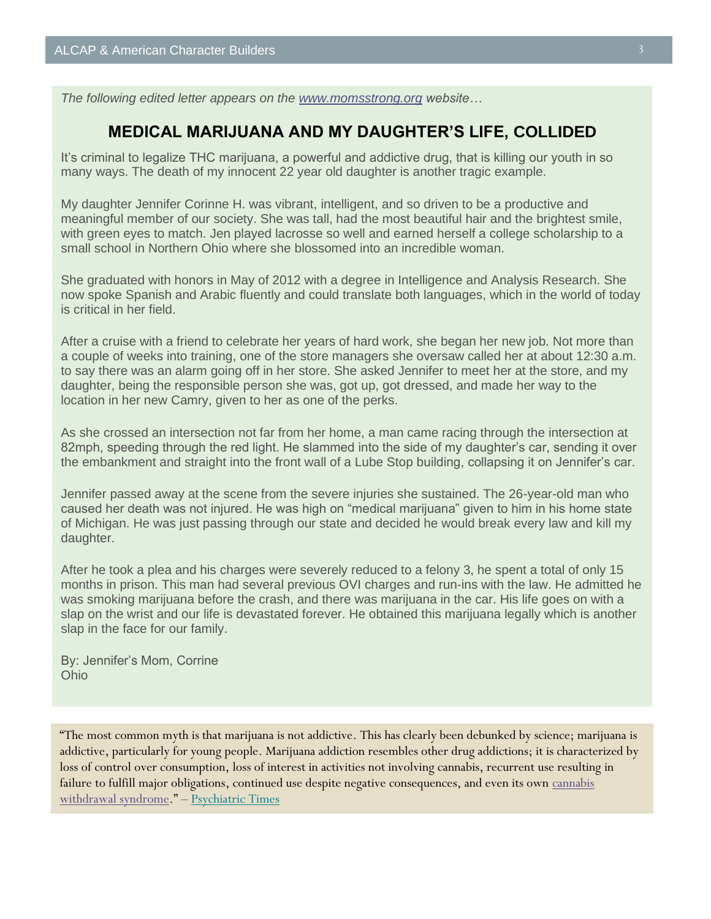*The following edited letter appears on the [www.momsstrong.org](http://www.momsstrong.org) website…*

## MEDICAL MARIJUANA AND MY DAUGHTER'S LIFE, COLLIDED

It's criminal to legalize THC marijuana, a powerful and addictive drug, that is killing our youth in so many ways. The death of my innocent 22 year old daughter is another tragic example.

My daughter Jennifer Corinne H. was vibrant, intelligent, and so driven to be a productive and meaningful member of our society. She was tall, had the most beautiful hair and the brightest smile, with green eyes to match. Jen played lacrosse so well and earned herself a college scholarship to a small school in Northern Ohio where she blossomed into an incredible woman.

She graduated with honors in May of 2012 with a degree in Intelligence and Analysis Research. She now spoke Spanish and Arabic fluently and could translate both languages, which in the world of today is critical in her field.

After a cruise with a friend to celebrate her years of hard work, she began her new job. Not more than a couple of weeks into training, one of the store managers she oversaw called her at about 12:30 a.m. to say there was an alarm going off in her store. She asked Jennifer to meet her at the store, and my daughter, being the responsible person she was, got up, got dressed, and made her way to the location in her new Camry, given to her as one of the perks.

As she crossed an intersection not far from her home, a man came racing through the intersection at 82mph, speeding through the red light. He slammed into the side of my daughter's car, sending it over the embankment and straight into the front wall of a Lube Stop building, collapsing it on Jennifer's car.

Jennifer passed away at the scene from the severe injuries she sustained. The 26-year-old man who caused her death was not injured. He was high on "medical marijuana" given to him in his home state of Michigan. He was just passing through our state and decided he would break every law and kill my daughter.

After he took a plea and his charges were severely reduced to a felony 3, he spent a total of only 15 months in prison. This man had several previous OVI charges and run-ins with the law. He admitted he was smoking marijuana before the crash, and there was marijuana in the car. His life goes on with a slap on the wrist and our life is devastated forever. He obtained this marijuana legally which is another slap in the face for our family.

By: Jennifer's Mom, Corrine
Ohio

"The most common myth is that marijuana is not addictive. This has clearly been debunked by science; marijuana is addictive, particularly for young people. Marijuana addiction resembles other drug addictions; it is characterized by loss of control over consumption, loss of interest in activities not involving cannabis, recurrent use resulting in failure to fulfill major obligations, continued use despite negative consequences, and even its own cannabis withdrawal syndrome." – Psychiatric Times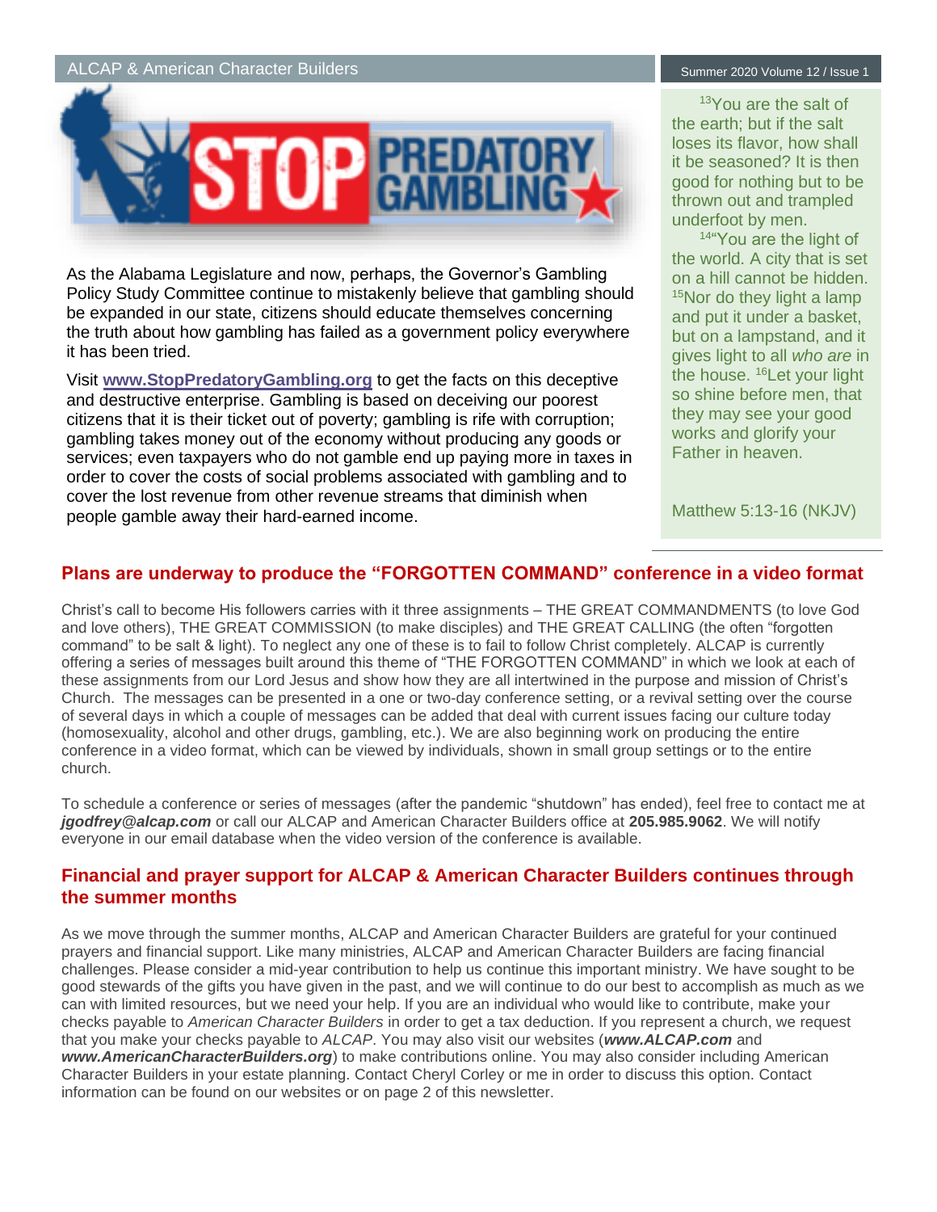STOP PREDATORY GAMBLING

As the Alabama Legislature and now, perhaps, the Governor's Gambling Policy Study Committee continue to mistakenly believe that gambling should be expanded in our state, citizens should educate themselves concerning the truth about how gambling has failed as a government policy everywhere it has been tried.

Visit **www.StopPredatoryGambling.org** to get the facts on this deceptive and destructive enterprise. Gambling is based on deceiving our poorest citizens that it is their ticket out of poverty; gambling is rife with corruption; gambling takes money out of the economy without producing any goods or services; even taxpayers who do not gamble end up paying more in taxes in order to cover the costs of social problems associated with gambling and to cover the lost revenue from other revenue streams that diminish when people gamble away their hard-earned income.

[13]You are the salt of the earth; but if the salt loses its flavor, how shall it be seasoned? It is then good for nothing but to be thrown out and trampled underfoot by men.
[14]"You are the light of the world. A city that is set on a hill cannot be hidden. [15]Nor do they light a lamp and put it under a basket, but on a lampstand, and it gives light to all *who are* in the house. [16]Let your light so shine before men, that they may see your good works and glorify your Father in heaven.

Matthew 5:13-16 (NKJV)

## Plans are underway to produce the "FORGOTTEN COMMAND" conference in a video format

Christ's call to become His followers carries with it three assignments – THE GREAT COMMANDMENTS (to love God and love others), THE GREAT COMMISSION (to make disciples) and THE GREAT CALLING (the often "forgotten command" to be salt & light). To neglect any one of these is to fail to follow Christ completely. ALCAP is currently offering a series of messages built around this theme of "THE FORGOTTEN COMMAND" in which we look at each of these assignments from our Lord Jesus and show how they are all intertwined in the purpose and mission of Christ's Church. The messages can be presented in a one or two-day conference setting, or a revival setting over the course of several days in which a couple of messages can be added that deal with current issues facing our culture today (homosexuality, alcohol and other drugs, gambling, etc.). We are also beginning work on producing the entire conference in a video format, which can be viewed by individuals, shown in small group settings or to the entire church.

To schedule a conference or series of messages (after the pandemic "shutdown" has ended), feel free to contact me at ***jgodfrey@alcap.com*** or call our ALCAP and American Character Builders office at **205.985.9062**. We will notify everyone in our email database when the video version of the conference is available.

## Financial and prayer support for ALCAP & American Character Builders continues through the summer months

As we move through the summer months, ALCAP and American Character Builders are grateful for your continued prayers and financial support. Like many ministries, ALCAP and American Character Builders are facing financial challenges. Please consider a mid-year contribution to help us continue this important ministry. We have sought to be good stewards of the gifts you have given in the past, and we will continue to do our best to accomplish as much as we can with limited resources, but we need your help. If you are an individual who would like to contribute, make your checks payable to *American Character Builders* in order to get a tax deduction. If you represent a church, we request that you make your checks payable to *ALCAP*. You may also visit our websites (***www.ALCAP.com*** and ***www.AmericanCharacterBuilders.org***) to make contributions online. You may also consider including American Character Builders in your estate planning. Contact Cheryl Corley or me in order to discuss this option. Contact information can be found on our websites or on page 2 of this newsletter.